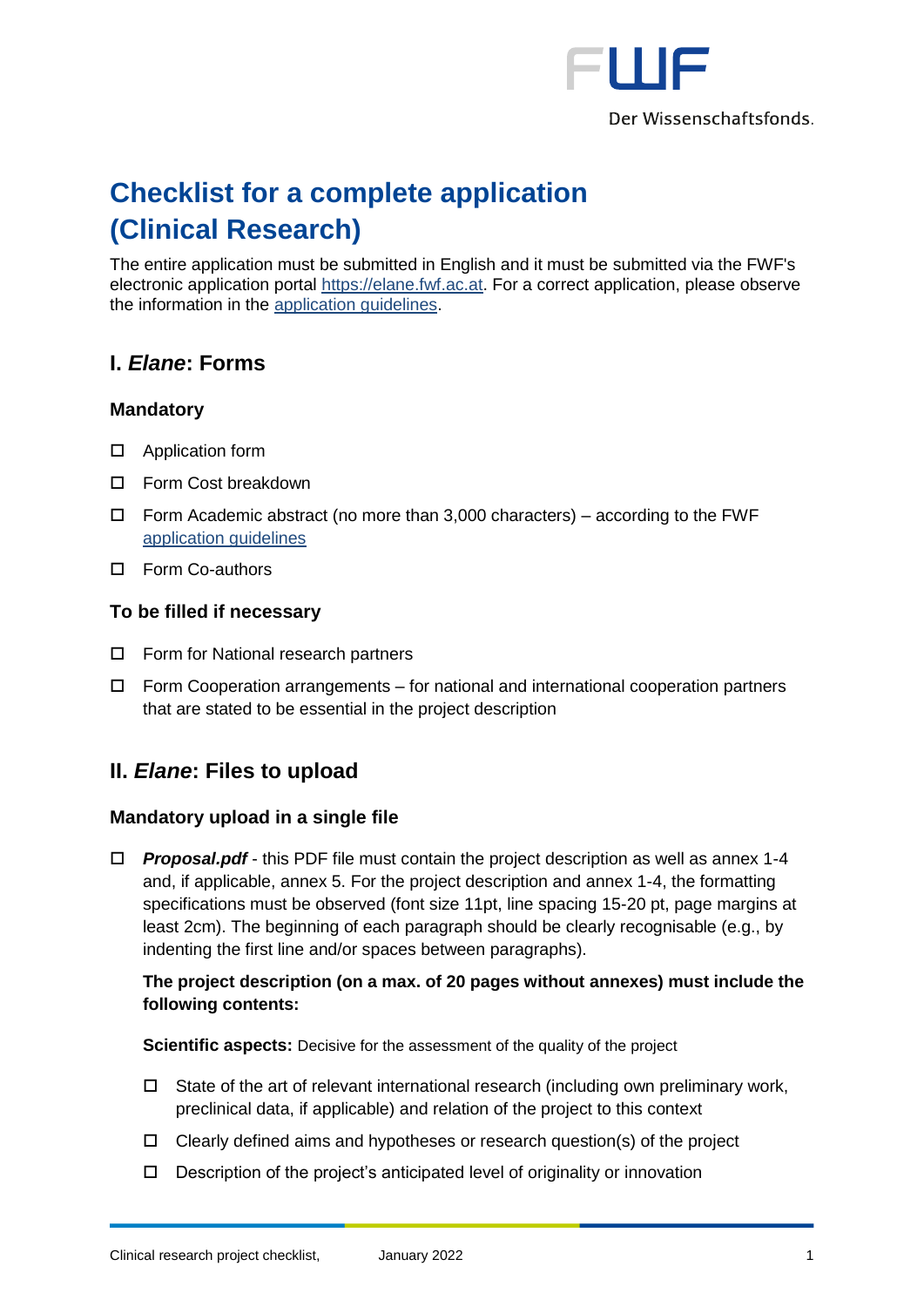# Checklist for a complete application (Clinical Research)

The entire application must be submitted in English and it must be submitted via the FWF's electronic application portal https://elane.fwf.ac.at. For a correct application, please observe the information in the application guidelines.

## I. *Elane*: Forms

### Mandatory

- ☐ Application form
- ☐ Form Cost breakdown
- ☐ Form Academic abstract (no more than 3,000 characters) – according to the FWF application guidelines
- ☐ Form Co-authors

### To be filled if necessary

- ☐ Form for National research partners
- ☐ Form Cooperation arrangements – for national and international cooperation partners that are stated to be essential in the project description

## II. *Elane*: Files to upload

### Mandatory upload in a single file

- ☐ ***Proposal.pdf*** - this PDF file must contain the project description as well as annex 1-4 and, if applicable, annex 5. For the project description and annex 1-4, the formatting specifications must be observed (font size 11pt, line spacing 15-20 pt, page margins at least 2cm). The beginning of each paragraph should be clearly recognisable (e.g., by indenting the first line and/or spaces between paragraphs).

  **The project description (on a max. of 20 pages without annexes) must include the following contents:**

  **Scientific aspects:** Decisive for the assessment of the quality of the project

  - ☐ State of the art of relevant international research (including own preliminary work, preclinical data, if applicable) and relation of the project to this context
  - ☐ Clearly defined aims and hypotheses or research question(s) of the project
  - ☐ Description of the project's anticipated level of originality or innovation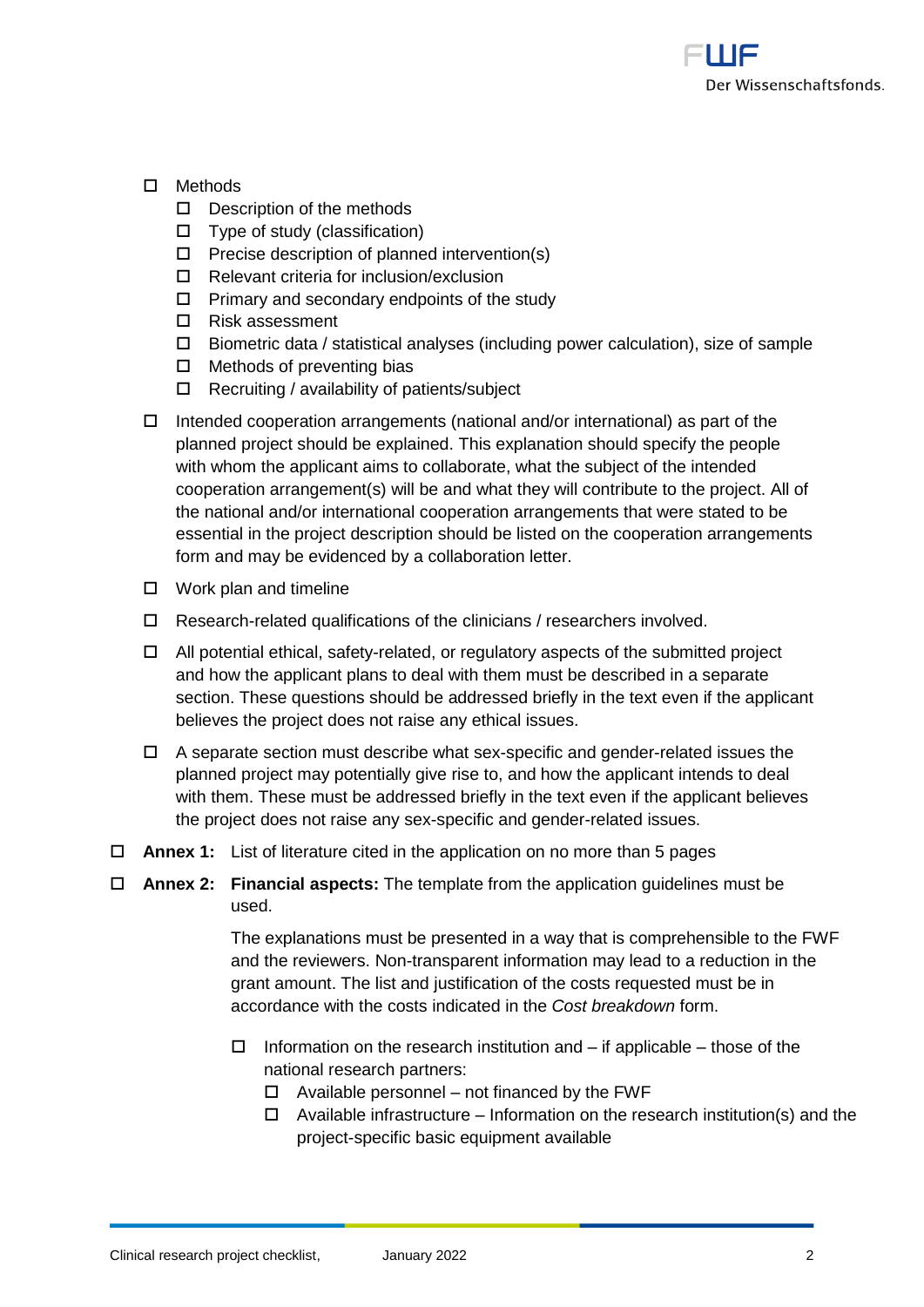- ☐ Methods
  - ☐ Description of the methods
  - ☐ Type of study (classification)
  - ☐ Precise description of planned intervention(s)
  - ☐ Relevant criteria for inclusion/exclusion
  - ☐ Primary and secondary endpoints of the study
  - ☐ Risk assessment
  - ☐ Biometric data / statistical analyses (including power calculation), size of sample
  - ☐ Methods of preventing bias
  - ☐ Recruiting / availability of patients/subject
- ☐ Intended cooperation arrangements (national and/or international) as part of the planned project should be explained. This explanation should specify the people with whom the applicant aims to collaborate, what the subject of the intended cooperation arrangement(s) will be and what they will contribute to the project. All of the national and/or international cooperation arrangements that were stated to be essential in the project description should be listed on the cooperation arrangements form and may be evidenced by a collaboration letter.
- ☐ Work plan and timeline
- ☐ Research-related qualifications of the clinicians / researchers involved.
- ☐ All potential ethical, safety-related, or regulatory aspects of the submitted project and how the applicant plans to deal with them must be described in a separate section. These questions should be addressed briefly in the text even if the applicant believes the project does not raise any ethical issues.
- ☐ A separate section must describe what sex-specific and gender-related issues the planned project may potentially give rise to, and how the applicant intends to deal with them. These must be addressed briefly in the text even if the applicant believes the project does not raise any sex-specific and gender-related issues.

☐ **Annex 1:** List of literature cited in the application on no more than 5 pages

☐ **Annex 2:** **Financial aspects:** The template from the application guidelines must be used.

The explanations must be presented in a way that is comprehensible to the FWF and the reviewers. Non-transparent information may lead to a reduction in the grant amount. The list and justification of the costs requested must be in accordance with the costs indicated in the *Cost breakdown* form.

- ☐ Information on the research institution and – if applicable – those of the national research partners:
  - ☐ Available personnel – not financed by the FWF
  - ☐ Available infrastructure – Information on the research institution(s) and the project-specific basic equipment available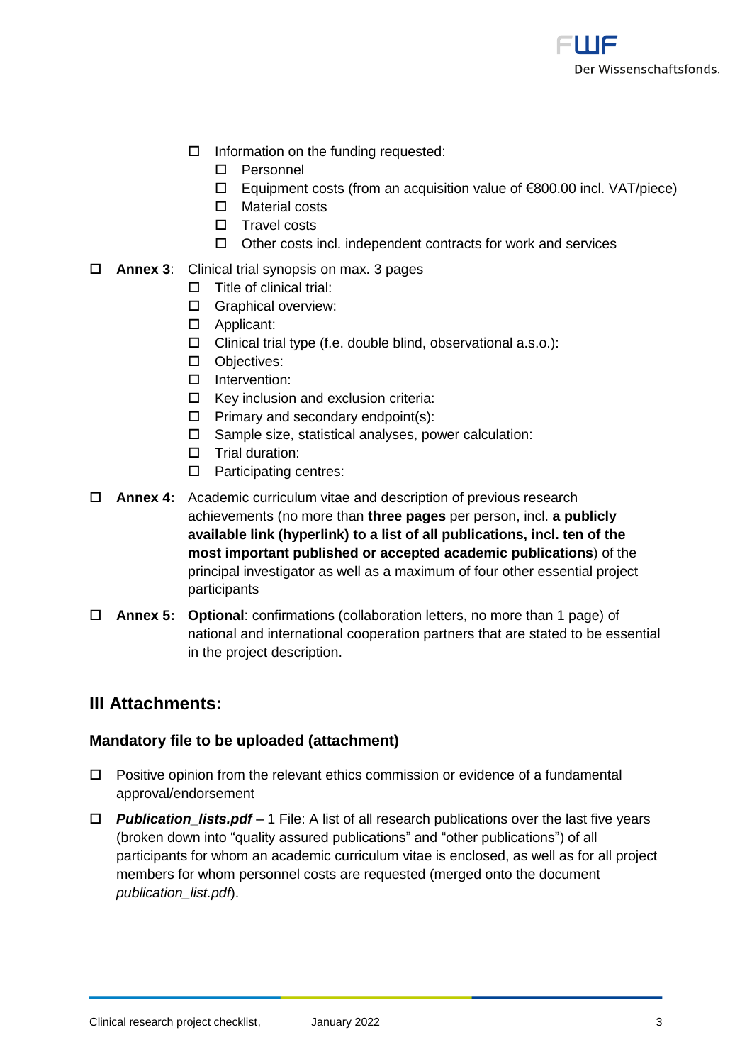- ☐ Information on the funding requested:
  - ☐ Personnel
  - ☐ Equipment costs (from an acquisition value of €800.00 incl. VAT/piece)
  - ☐ Material costs
  - ☐ Travel costs
  - ☐ Other costs incl. independent contracts for work and services

☐ **Annex 3**: Clinical trial synopsis on max. 3 pages

- ☐ Title of clinical trial:
- ☐ Graphical overview:
- ☐ Applicant:
- ☐ Clinical trial type (f.e. double blind, observational a.s.o.):
- ☐ Objectives:
- ☐ Intervention:
- ☐ Key inclusion and exclusion criteria:
- ☐ Primary and secondary endpoint(s):
- ☐ Sample size, statistical analyses, power calculation:
- ☐ Trial duration:
- ☐ Participating centres:

☐ **Annex 4:** Academic curriculum vitae and description of previous research achievements (no more than **three pages** per person, incl. **a publicly available link (hyperlink) to a list of all publications, incl. ten of the most important published or accepted academic publications**) of the principal investigator as well as a maximum of four other essential project participants

☐ **Annex 5:** **Optional**: confirmations (collaboration letters, no more than 1 page) of national and international cooperation partners that are stated to be essential in the project description.

## III Attachments:

### Mandatory file to be uploaded (attachment)

☐ Positive opinion from the relevant ethics commission or evidence of a fundamental approval/endorsement

☐ ***Publication_lists.pdf*** – 1 File: A list of all research publications over the last five years (broken down into "quality assured publications" and "other publications") of all participants for whom an academic curriculum vitae is enclosed, as well as for all project members for whom personnel costs are requested (merged onto the document *publication_list.pdf*).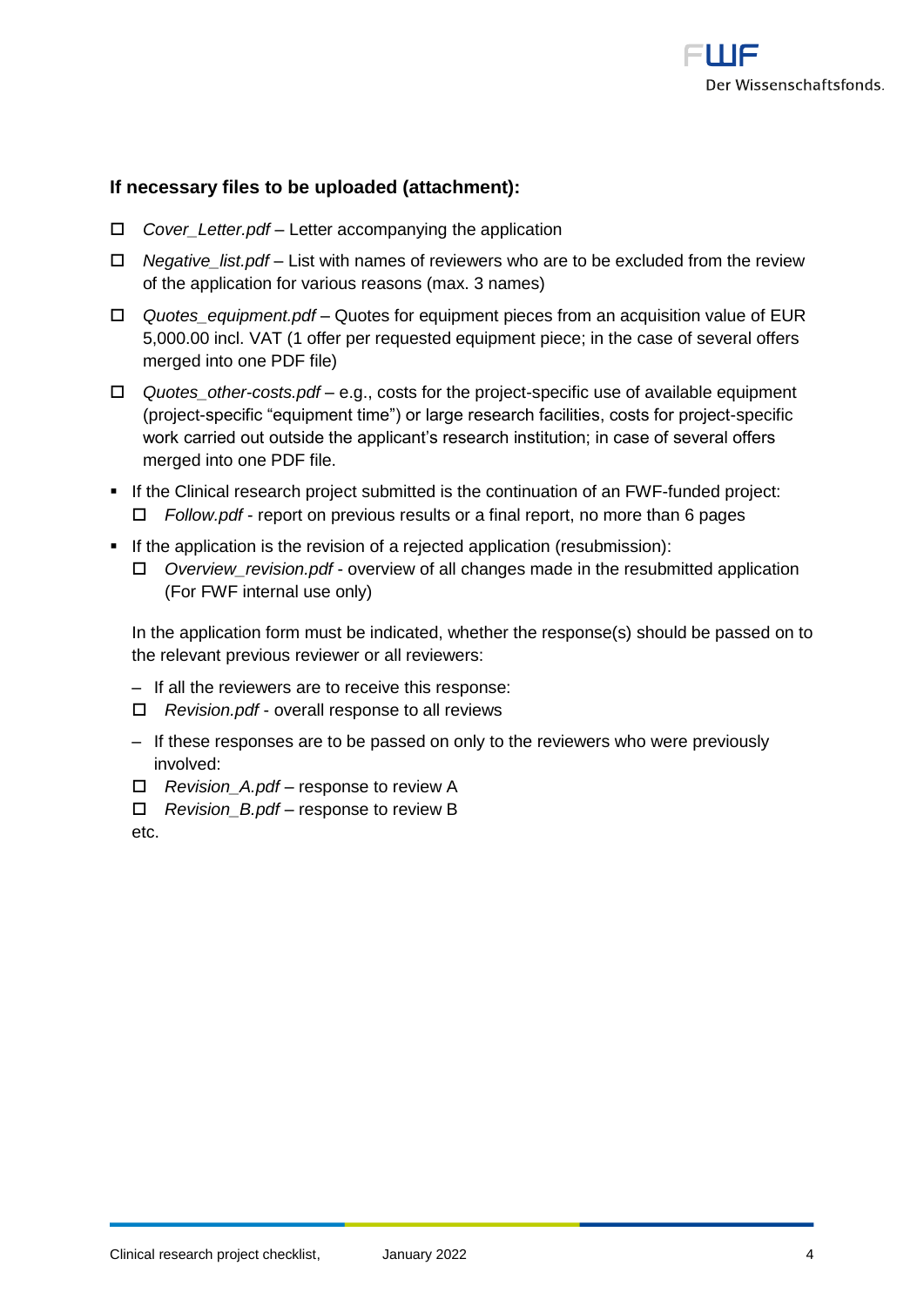**If necessary files to be uploaded (attachment):**

- ☐ *Cover_Letter.pdf* – Letter accompanying the application
- ☐ *Negative_list.pdf* – List with names of reviewers who are to be excluded from the review of the application for various reasons (max. 3 names)
- ☐ *Quotes_equipment.pdf* – Quotes for equipment pieces from an acquisition value of EUR 5,000.00 incl. VAT (1 offer per requested equipment piece; in the case of several offers merged into one PDF file)
- ☐ *Quotes_other-costs.pdf* – e.g., costs for the project-specific use of available equipment (project-specific "equipment time") or large research facilities, costs for project-specific work carried out outside the applicant's research institution; in case of several offers merged into one PDF file.

- If the Clinical research project submitted is the continuation of an FWF-funded project:
  - ☐ *Follow.pdf* - report on previous results or a final report, no more than 6 pages
- If the application is the revision of a rejected application (resubmission):
  - ☐ *Overview_revision.pdf* - overview of all changes made in the resubmitted application (For FWF internal use only)

  In the application form must be indicated, whether the response(s) should be passed on to the relevant previous reviewer or all reviewers:

  – If all the reviewers are to receive this response:

  ☐ *Revision.pdf* - overall response to all reviews

  – If these responses are to be passed on only to the reviewers who were previously involved:

  ☐ *Revision_A.pdf* – response to review A

  ☐ *Revision_B.pdf* – response to review B

  etc.